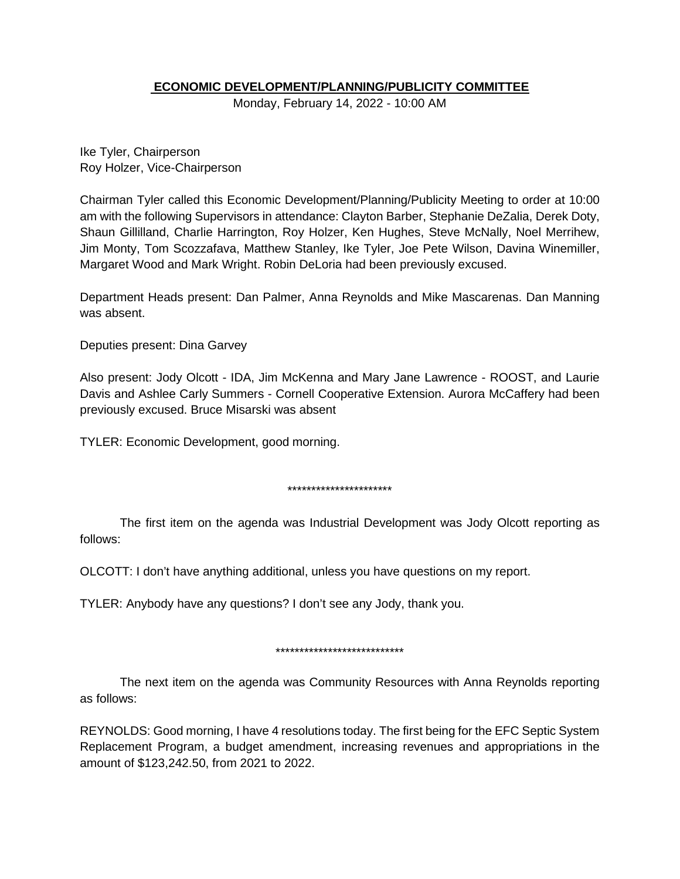## **ECONOMIC DEVELOPMENT/PLANNING/PUBLICITY COMMITTEE**

Monday, February 14, 2022 - 10:00 AM

Ike Tyler, Chairperson
Roy Holzer, Vice-Chairperson

Chairman Tyler called this Economic Development/Planning/Publicity Meeting to order at 10:00 am with the following Supervisors in attendance: Clayton Barber, Stephanie DeZalia, Derek Doty, Shaun Gillilland, Charlie Harrington, Roy Holzer, Ken Hughes, Steve McNally, Noel Merrihew, Jim Monty, Tom Scozzafava, Matthew Stanley, Ike Tyler, Joe Pete Wilson, Davina Winemiller, Margaret Wood and Mark Wright. Robin DeLoria had been previously excused.

Department Heads present: Dan Palmer, Anna Reynolds and Mike Mascarenas. Dan Manning was absent.

Deputies present: Dina Garvey

Also present: Jody Olcott - IDA, Jim McKenna and Mary Jane Lawrence - ROOST, and Laurie Davis and Ashlee Carly Summers - Cornell Cooperative Extension. Aurora McCaffery had been previously excused. Bruce Misarski was absent

TYLER: Economic Development, good morning.

**********************

The first item on the agenda was Industrial Development was Jody Olcott reporting as follows:

OLCOTT: I don't have anything additional, unless you have questions on my report.

TYLER: Anybody have any questions? I don't see any Jody, thank you.

****************************

The next item on the agenda was Community Resources with Anna Reynolds reporting as follows:

REYNOLDS: Good morning, I have 4 resolutions today. The first being for the EFC Septic System Replacement Program, a budget amendment, increasing revenues and appropriations in the amount of $123,242.50, from 2021 to 2022.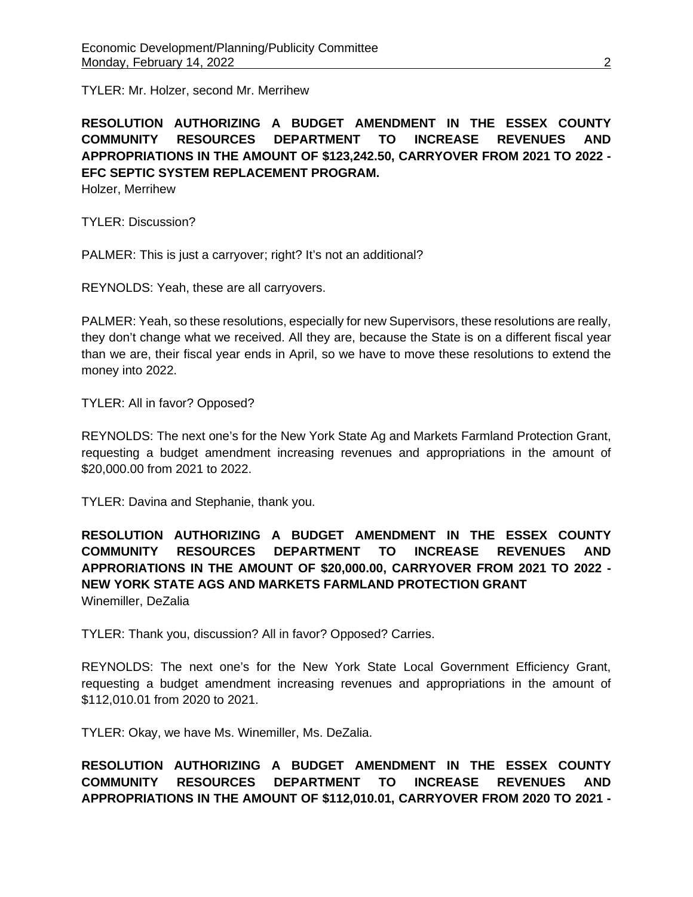TYLER: Mr. Holzer, second Mr. Merrihew

**RESOLUTION AUTHORIZING A BUDGET AMENDMENT IN THE ESSEX COUNTY COMMUNITY RESOURCES DEPARTMENT TO INCREASE REVENUES AND APPROPRIATIONS IN THE AMOUNT OF $123,242.50, CARRYOVER FROM 2021 TO 2022 - EFC SEPTIC SYSTEM REPLACEMENT PROGRAM.**
Holzer, Merrihew

TYLER: Discussion?

PALMER: This is just a carryover; right? It's not an additional?

REYNOLDS: Yeah, these are all carryovers.

PALMER: Yeah, so these resolutions, especially for new Supervisors, these resolutions are really, they don't change what we received. All they are, because the State is on a different fiscal year than we are, their fiscal year ends in April, so we have to move these resolutions to extend the money into 2022.

TYLER: All in favor? Opposed?

REYNOLDS: The next one's for the New York State Ag and Markets Farmland Protection Grant, requesting a budget amendment increasing revenues and appropriations in the amount of $20,000.00 from 2021 to 2022.

TYLER: Davina and Stephanie, thank you.

**RESOLUTION AUTHORIZING A BUDGET AMENDMENT IN THE ESSEX COUNTY COMMUNITY RESOURCES DEPARTMENT TO INCREASE REVENUES AND APPRORIATIONS IN THE AMOUNT OF $20,000.00, CARRYOVER FROM 2021 TO 2022 - NEW YORK STATE AGS AND MARKETS FARMLAND PROTECTION GRANT**
Winemiller, DeZalia

TYLER: Thank you, discussion? All in favor? Opposed? Carries.

REYNOLDS: The next one's for the New York State Local Government Efficiency Grant, requesting a budget amendment increasing revenues and appropriations in the amount of $112,010.01 from 2020 to 2021.

TYLER: Okay, we have Ms. Winemiller, Ms. DeZalia.

**RESOLUTION AUTHORIZING A BUDGET AMENDMENT IN THE ESSEX COUNTY COMMUNITY RESOURCES DEPARTMENT TO INCREASE REVENUES AND APPROPRIATIONS IN THE AMOUNT OF $112,010.01, CARRYOVER FROM 2020 TO 2021 -**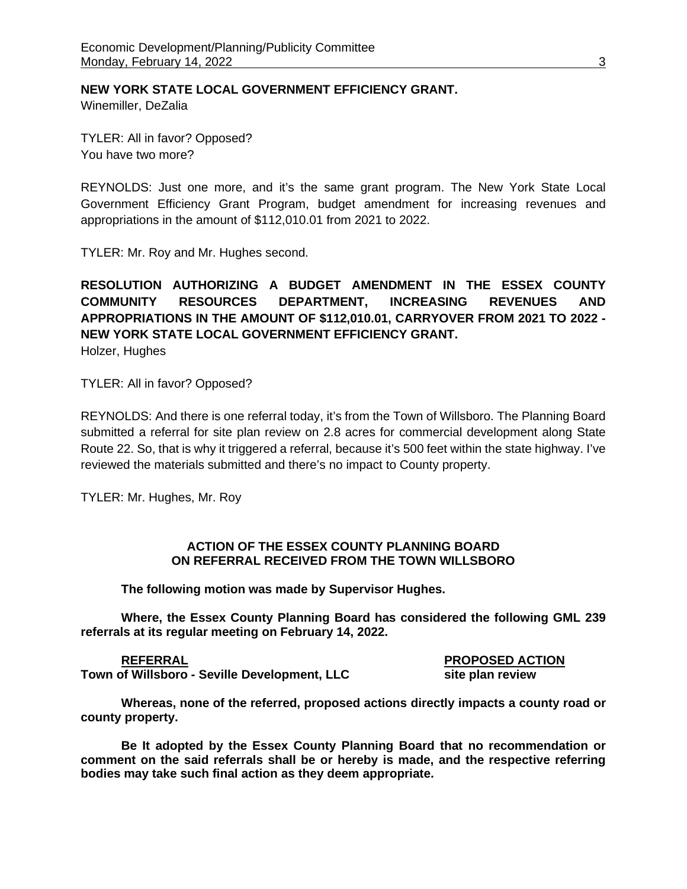**NEW YORK STATE LOCAL GOVERNMENT EFFICIENCY GRANT.**
Winemiller, DeZalia

TYLER: All in favor? Opposed?
You have two more?

REYNOLDS: Just one more, and it's the same grant program. The New York State Local Government Efficiency Grant Program, budget amendment for increasing revenues and appropriations in the amount of $112,010.01 from 2021 to 2022.

TYLER: Mr. Roy and Mr. Hughes second.

**RESOLUTION AUTHORIZING A BUDGET AMENDMENT IN THE ESSEX COUNTY COMMUNITY RESOURCES DEPARTMENT, INCREASING REVENUES AND APPROPRIATIONS IN THE AMOUNT OF $112,010.01, CARRYOVER FROM 2021 TO 2022 - NEW YORK STATE LOCAL GOVERNMENT EFFICIENCY GRANT.**
Holzer, Hughes

TYLER: All in favor? Opposed?

REYNOLDS: And there is one referral today, it's from the Town of Willsboro. The Planning Board submitted a referral for site plan review on 2.8 acres for commercial development along State Route 22. So, that is why it triggered a referral, because it's 500 feet within the state highway. I've reviewed the materials submitted and there's no impact to County property.

TYLER: Mr. Hughes, Mr. Roy

**ACTION OF THE ESSEX COUNTY PLANNING BOARD ON REFERRAL RECEIVED FROM THE TOWN WILLSBORO**

**The following motion was made by Supervisor Hughes.**

**Where, the Essex County Planning Board has considered the following GML 239 referrals at its regular meeting on February 14, 2022.**

| **REFERRAL** | **PROPOSED ACTION** |
|---|---|
| **Town of Willsboro - Seville Development, LLC** | **site plan review** |

**Whereas, none of the referred, proposed actions directly impacts a county road or county property.**

**Be It adopted by the Essex County Planning Board that no recommendation or comment on the said referrals shall be or hereby is made, and the respective referring bodies may take such final action as they deem appropriate.**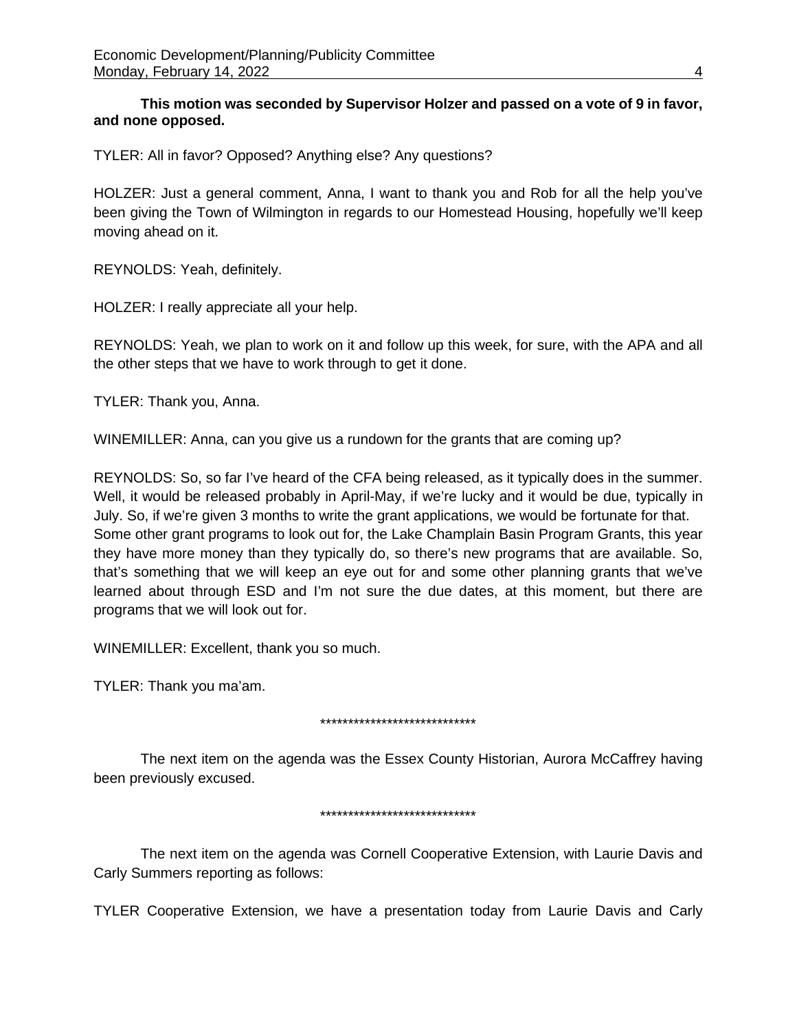**This motion was seconded by Supervisor Holzer and passed on a vote of 9 in favor, and none opposed.**

TYLER: All in favor? Opposed? Anything else? Any questions?

HOLZER: Just a general comment, Anna, I want to thank you and Rob for all the help you've been giving the Town of Wilmington in regards to our Homestead Housing, hopefully we'll keep moving ahead on it.

REYNOLDS: Yeah, definitely.

HOLZER: I really appreciate all your help.

REYNOLDS: Yeah, we plan to work on it and follow up this week, for sure, with the APA and all the other steps that we have to work through to get it done.

TYLER: Thank you, Anna.

WINEMILLER: Anna, can you give us a rundown for the grants that are coming up?

REYNOLDS: So, so far I've heard of the CFA being released, as it typically does in the summer. Well, it would be released probably in April-May, if we're lucky and it would be due, typically in July. So, if we're given 3 months to write the grant applications, we would be fortunate for that. Some other grant programs to look out for, the Lake Champlain Basin Program Grants, this year they have more money than they typically do, so there's new programs that are available. So, that's something that we will keep an eye out for and some other planning grants that we've learned about through ESD and I'm not sure the due dates, at this moment, but there are programs that we will look out for.

WINEMILLER: Excellent, thank you so much.

TYLER: Thank you ma'am.

****************************

The next item on the agenda was the Essex County Historian, Aurora McCaffrey having been previously excused.

****************************

The next item on the agenda was Cornell Cooperative Extension, with Laurie Davis and Carly Summers reporting as follows:

TYLER Cooperative Extension, we have a presentation today from Laurie Davis and Carly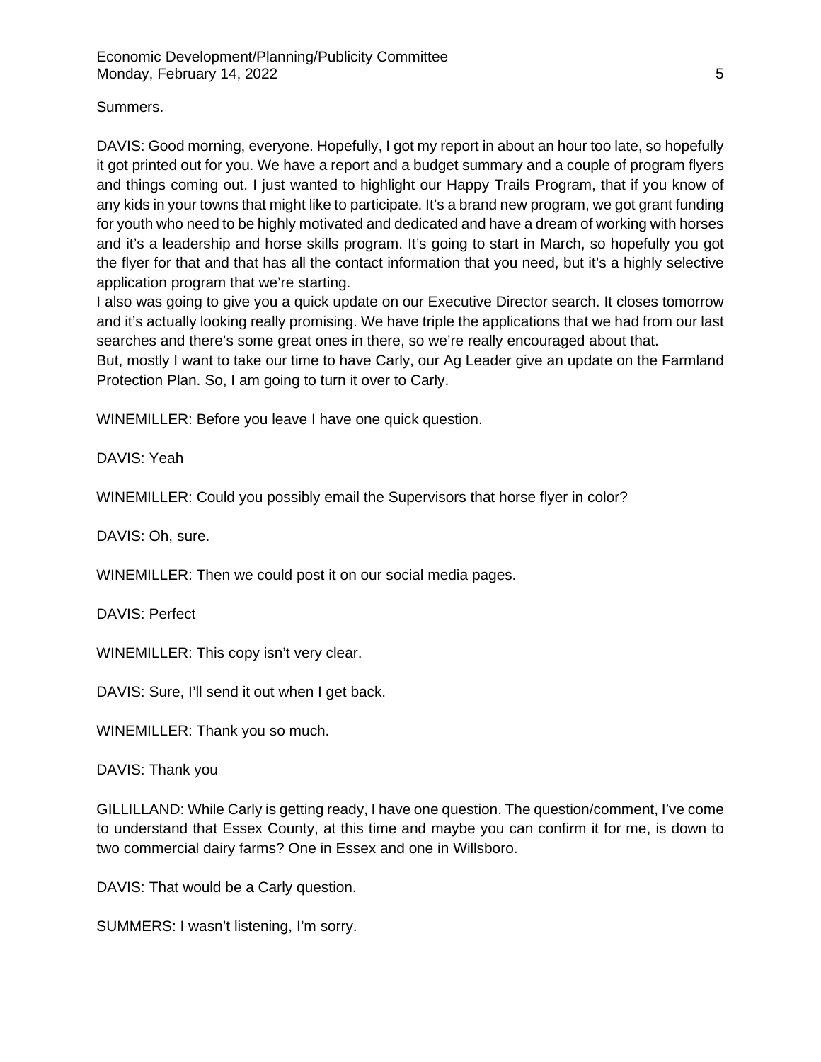Summers.

DAVIS: Good morning, everyone. Hopefully, I got my report in about an hour too late, so hopefully it got printed out for you. We have a report and a budget summary and a couple of program flyers and things coming out. I just wanted to highlight our Happy Trails Program, that if you know of any kids in your towns that might like to participate. It's a brand new program, we got grant funding for youth who need to be highly motivated and dedicated and have a dream of working with horses and it's a leadership and horse skills program. It's going to start in March, so hopefully you got the flyer for that and that has all the contact information that you need, but it's a highly selective application program that we're starting.
I also was going to give you a quick update on our Executive Director search. It closes tomorrow and it's actually looking really promising. We have triple the applications that we had from our last searches and there's some great ones in there, so we're really encouraged about that.
But, mostly I want to take our time to have Carly, our Ag Leader give an update on the Farmland Protection Plan. So, I am going to turn it over to Carly.

WINEMILLER: Before you leave I have one quick question.

DAVIS: Yeah

WINEMILLER: Could you possibly email the Supervisors that horse flyer in color?

DAVIS: Oh, sure.

WINEMILLER: Then we could post it on our social media pages.

DAVIS: Perfect

WINEMILLER: This copy isn't very clear.

DAVIS: Sure, I'll send it out when I get back.

WINEMILLER: Thank you so much.

DAVIS: Thank you

GILLILLAND: While Carly is getting ready, I have one question. The question/comment, I've come to understand that Essex County, at this time and maybe you can confirm it for me, is down to two commercial dairy farms? One in Essex and one in Willsboro.

DAVIS: That would be a Carly question.

SUMMERS: I wasn't listening, I'm sorry.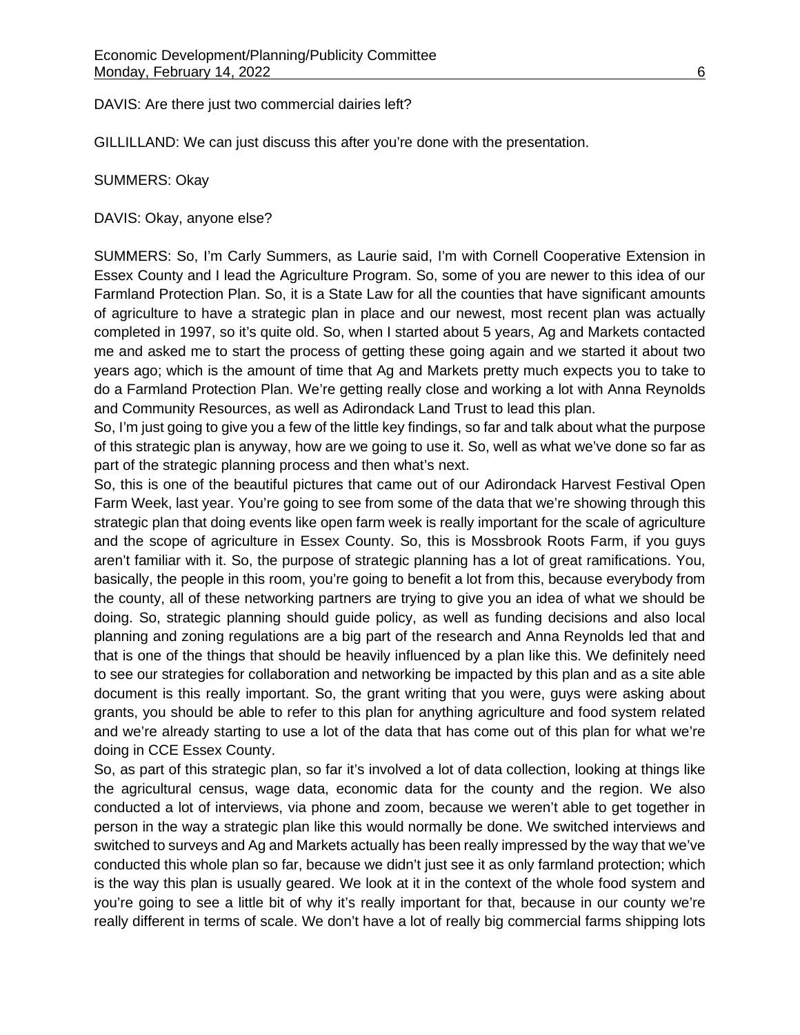DAVIS: Are there just two commercial dairies left?

GILLILLAND: We can just discuss this after you're done with the presentation.

SUMMERS: Okay

DAVIS: Okay, anyone else?

SUMMERS: So, I'm Carly Summers, as Laurie said, I'm with Cornell Cooperative Extension in Essex County and I lead the Agriculture Program. So, some of you are newer to this idea of our Farmland Protection Plan. So, it is a State Law for all the counties that have significant amounts of agriculture to have a strategic plan in place and our newest, most recent plan was actually completed in 1997, so it's quite old. So, when I started about 5 years, Ag and Markets contacted me and asked me to start the process of getting these going again and we started it about two years ago; which is the amount of time that Ag and Markets pretty much expects you to take to do a Farmland Protection Plan. We're getting really close and working a lot with Anna Reynolds and Community Resources, as well as Adirondack Land Trust to lead this plan.
So, I'm just going to give you a few of the little key findings, so far and talk about what the purpose of this strategic plan is anyway, how are we going to use it. So, well as what we've done so far as part of the strategic planning process and then what's next.
So, this is one of the beautiful pictures that came out of our Adirondack Harvest Festival Open Farm Week, last year. You're going to see from some of the data that we're showing through this strategic plan that doing events like open farm week is really important for the scale of agriculture and the scope of agriculture in Essex County. So, this is Mossbrook Roots Farm, if you guys aren't familiar with it. So, the purpose of strategic planning has a lot of great ramifications. You, basically, the people in this room, you're going to benefit a lot from this, because everybody from the county, all of these networking partners are trying to give you an idea of what we should be doing. So, strategic planning should guide policy, as well as funding decisions and also local planning and zoning regulations are a big part of the research and Anna Reynolds led that and that is one of the things that should be heavily influenced by a plan like this. We definitely need to see our strategies for collaboration and networking be impacted by this plan and as a site able document is this really important. So, the grant writing that you were, guys were asking about grants, you should be able to refer to this plan for anything agriculture and food system related and we're already starting to use a lot of the data that has come out of this plan for what we're doing in CCE Essex County.
So, as part of this strategic plan, so far it's involved a lot of data collection, looking at things like the agricultural census, wage data, economic data for the county and the region. We also conducted a lot of interviews, via phone and zoom, because we weren't able to get together in person in the way a strategic plan like this would normally be done. We switched interviews and switched to surveys and Ag and Markets actually has been really impressed by the way that we've conducted this whole plan so far, because we didn't just see it as only farmland protection; which is the way this plan is usually geared. We look at it in the context of the whole food system and you're going to see a little bit of why it's really important for that, because in our county we're really different in terms of scale. We don't have a lot of really big commercial farms shipping lots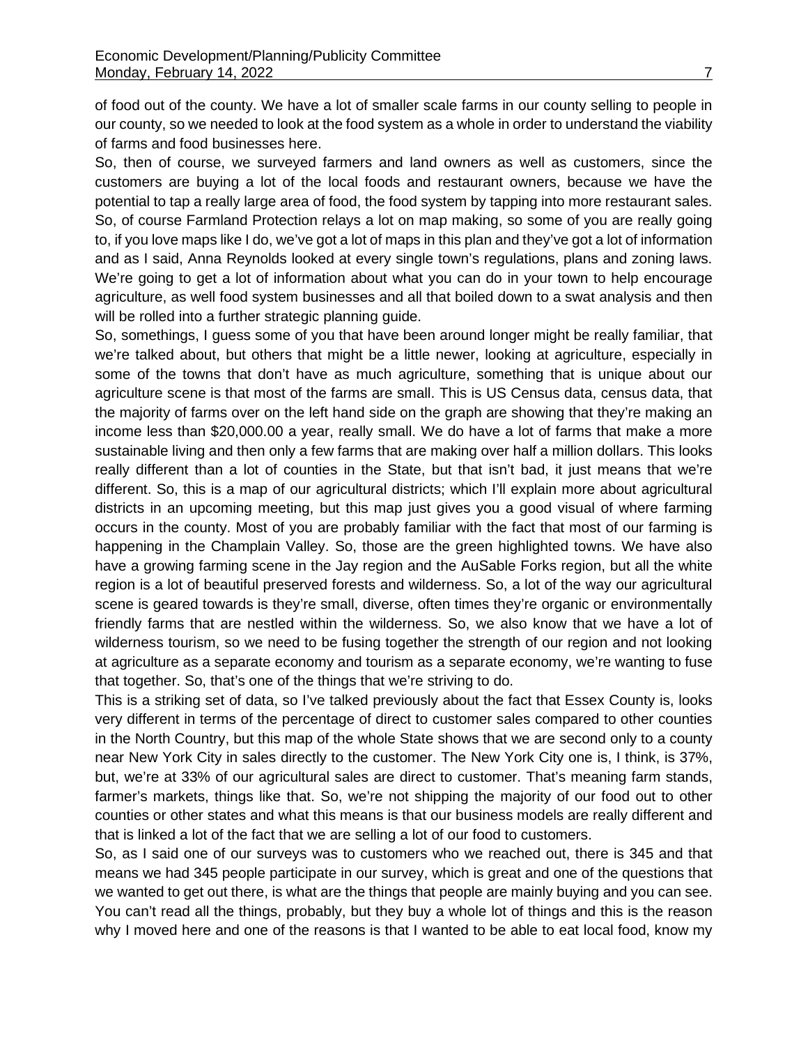of food out of the county. We have a lot of smaller scale farms in our county selling to people in our county, so we needed to look at the food system as a whole in order to understand the viability of farms and food businesses here.

So, then of course, we surveyed farmers and land owners as well as customers, since the customers are buying a lot of the local foods and restaurant owners, because we have the potential to tap a really large area of food, the food system by tapping into more restaurant sales. So, of course Farmland Protection relays a lot on map making, so some of you are really going to, if you love maps like I do, we've got a lot of maps in this plan and they've got a lot of information and as I said, Anna Reynolds looked at every single town's regulations, plans and zoning laws. We're going to get a lot of information about what you can do in your town to help encourage agriculture, as well food system businesses and all that boiled down to a swat analysis and then will be rolled into a further strategic planning guide.

So, somethings, I guess some of you that have been around longer might be really familiar, that we're talked about, but others that might be a little newer, looking at agriculture, especially in some of the towns that don't have as much agriculture, something that is unique about our agriculture scene is that most of the farms are small. This is US Census data, census data, that the majority of farms over on the left hand side on the graph are showing that they're making an income less than $20,000.00 a year, really small. We do have a lot of farms that make a more sustainable living and then only a few farms that are making over half a million dollars. This looks really different than a lot of counties in the State, but that isn't bad, it just means that we're different. So, this is a map of our agricultural districts; which I'll explain more about agricultural districts in an upcoming meeting, but this map just gives you a good visual of where farming occurs in the county. Most of you are probably familiar with the fact that most of our farming is happening in the Champlain Valley. So, those are the green highlighted towns. We have also have a growing farming scene in the Jay region and the AuSable Forks region, but all the white region is a lot of beautiful preserved forests and wilderness. So, a lot of the way our agricultural scene is geared towards is they're small, diverse, often times they're organic or environmentally friendly farms that are nestled within the wilderness. So, we also know that we have a lot of wilderness tourism, so we need to be fusing together the strength of our region and not looking at agriculture as a separate economy and tourism as a separate economy, we're wanting to fuse that together. So, that's one of the things that we're striving to do.

This is a striking set of data, so I've talked previously about the fact that Essex County is, looks very different in terms of the percentage of direct to customer sales compared to other counties in the North Country, but this map of the whole State shows that we are second only to a county near New York City in sales directly to the customer. The New York City one is, I think, is 37%, but, we're at 33% of our agricultural sales are direct to customer. That's meaning farm stands, farmer's markets, things like that. So, we're not shipping the majority of our food out to other counties or other states and what this means is that our business models are really different and that is linked a lot of the fact that we are selling a lot of our food to customers.

So, as I said one of our surveys was to customers who we reached out, there is 345 and that means we had 345 people participate in our survey, which is great and one of the questions that we wanted to get out there, is what are the things that people are mainly buying and you can see. You can't read all the things, probably, but they buy a whole lot of things and this is the reason why I moved here and one of the reasons is that I wanted to be able to eat local food, know my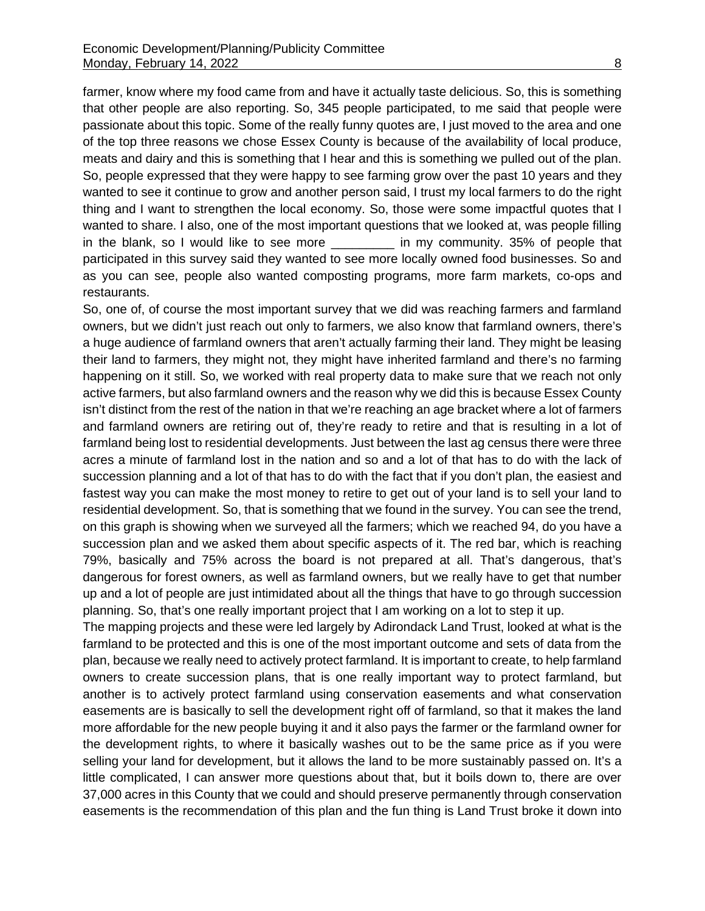farmer, know where my food came from and have it actually taste delicious. So, this is something that other people are also reporting. So, 345 people participated, to me said that people were passionate about this topic. Some of the really funny quotes are, I just moved to the area and one of the top three reasons we chose Essex County is because of the availability of local produce, meats and dairy and this is something that I hear and this is something we pulled out of the plan. So, people expressed that they were happy to see farming grow over the past 10 years and they wanted to see it continue to grow and another person said, I trust my local farmers to do the right thing and I want to strengthen the local economy. So, those were some impactful quotes that I wanted to share. I also, one of the most important questions that we looked at, was people filling in the blank, so I would like to see more _________ in my community. 35% of people that participated in this survey said they wanted to see more locally owned food businesses. So and as you can see, people also wanted composting programs, more farm markets, co-ops and restaurants.

So, one of, of course the most important survey that we did was reaching farmers and farmland owners, but we didn't just reach out only to farmers, we also know that farmland owners, there's a huge audience of farmland owners that aren't actually farming their land. They might be leasing their land to farmers, they might not, they might have inherited farmland and there's no farming happening on it still. So, we worked with real property data to make sure that we reach not only active farmers, but also farmland owners and the reason why we did this is because Essex County isn't distinct from the rest of the nation in that we're reaching an age bracket where a lot of farmers and farmland owners are retiring out of, they're ready to retire and that is resulting in a lot of farmland being lost to residential developments. Just between the last ag census there were three acres a minute of farmland lost in the nation and so and a lot of that has to do with the lack of succession planning and a lot of that has to do with the fact that if you don't plan, the easiest and fastest way you can make the most money to retire to get out of your land is to sell your land to residential development. So, that is something that we found in the survey. You can see the trend, on this graph is showing when we surveyed all the farmers; which we reached 94, do you have a succession plan and we asked them about specific aspects of it. The red bar, which is reaching 79%, basically and 75% across the board is not prepared at all. That's dangerous, that's dangerous for forest owners, as well as farmland owners, but we really have to get that number up and a lot of people are just intimidated about all the things that have to go through succession planning. So, that's one really important project that I am working on a lot to step it up.

The mapping projects and these were led largely by Adirondack Land Trust, looked at what is the farmland to be protected and this is one of the most important outcome and sets of data from the plan, because we really need to actively protect farmland. It is important to create, to help farmland owners to create succession plans, that is one really important way to protect farmland, but another is to actively protect farmland using conservation easements and what conservation easements are is basically to sell the development right off of farmland, so that it makes the land more affordable for the new people buying it and it also pays the farmer or the farmland owner for the development rights, to where it basically washes out to be the same price as if you were selling your land for development, but it allows the land to be more sustainably passed on. It's a little complicated, I can answer more questions about that, but it boils down to, there are over 37,000 acres in this County that we could and should preserve permanently through conservation easements is the recommendation of this plan and the fun thing is Land Trust broke it down into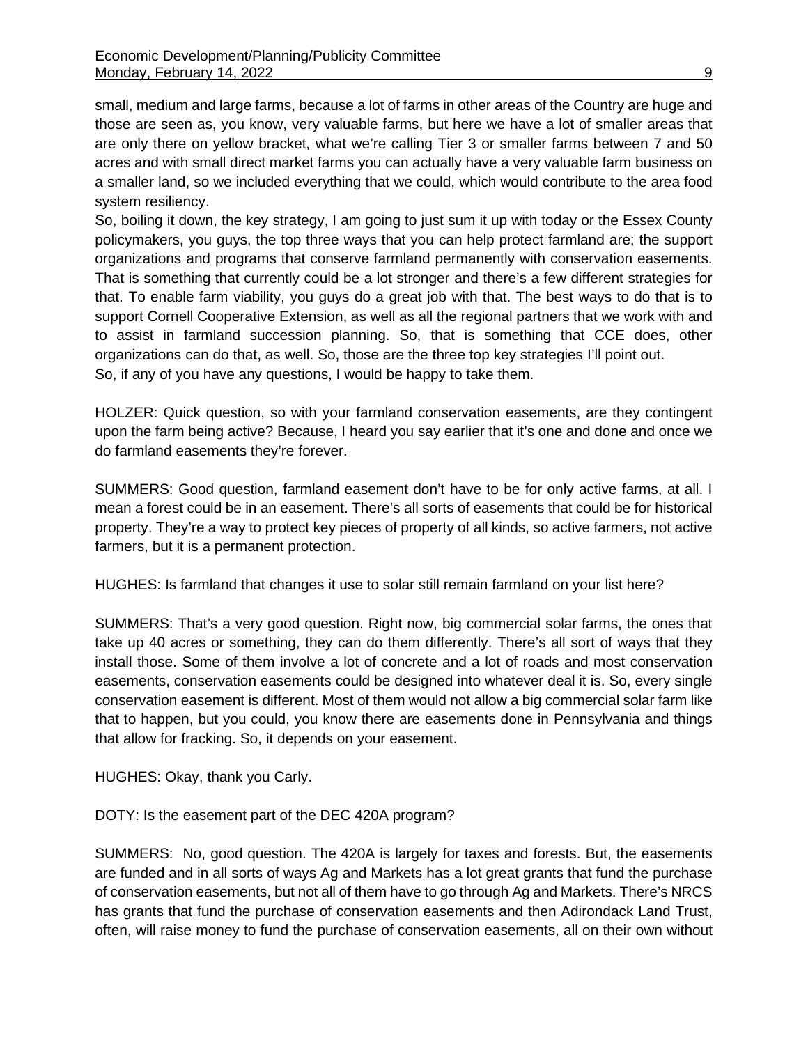small, medium and large farms, because a lot of farms in other areas of the Country are huge and those are seen as, you know, very valuable farms, but here we have a lot of smaller areas that are only there on yellow bracket, what we're calling Tier 3 or smaller farms between 7 and 50 acres and with small direct market farms you can actually have a very valuable farm business on a smaller land, so we included everything that we could, which would contribute to the area food system resiliency.

So, boiling it down, the key strategy, I am going to just sum it up with today or the Essex County policymakers, you guys, the top three ways that you can help protect farmland are; the support organizations and programs that conserve farmland permanently with conservation easements. That is something that currently could be a lot stronger and there's a few different strategies for that. To enable farm viability, you guys do a great job with that. The best ways to do that is to support Cornell Cooperative Extension, as well as all the regional partners that we work with and to assist in farmland succession planning. So, that is something that CCE does, other organizations can do that, as well. So, those are the three top key strategies I'll point out.

So, if any of you have any questions, I would be happy to take them.

HOLZER: Quick question, so with your farmland conservation easements, are they contingent upon the farm being active? Because, I heard you say earlier that it's one and done and once we do farmland easements they're forever.

SUMMERS: Good question, farmland easement don't have to be for only active farms, at all. I mean a forest could be in an easement. There's all sorts of easements that could be for historical property. They're a way to protect key pieces of property of all kinds, so active farmers, not active farmers, but it is a permanent protection.

HUGHES: Is farmland that changes it use to solar still remain farmland on your list here?

SUMMERS: That's a very good question. Right now, big commercial solar farms, the ones that take up 40 acres or something, they can do them differently. There's all sort of ways that they install those. Some of them involve a lot of concrete and a lot of roads and most conservation easements, conservation easements could be designed into whatever deal it is. So, every single conservation easement is different. Most of them would not allow a big commercial solar farm like that to happen, but you could, you know there are easements done in Pennsylvania and things that allow for fracking. So, it depends on your easement.

HUGHES: Okay, thank you Carly.

DOTY: Is the easement part of the DEC 420A program?

SUMMERS: No, good question. The 420A is largely for taxes and forests. But, the easements are funded and in all sorts of ways Ag and Markets has a lot great grants that fund the purchase of conservation easements, but not all of them have to go through Ag and Markets. There's NRCS has grants that fund the purchase of conservation easements and then Adirondack Land Trust, often, will raise money to fund the purchase of conservation easements, all on their own without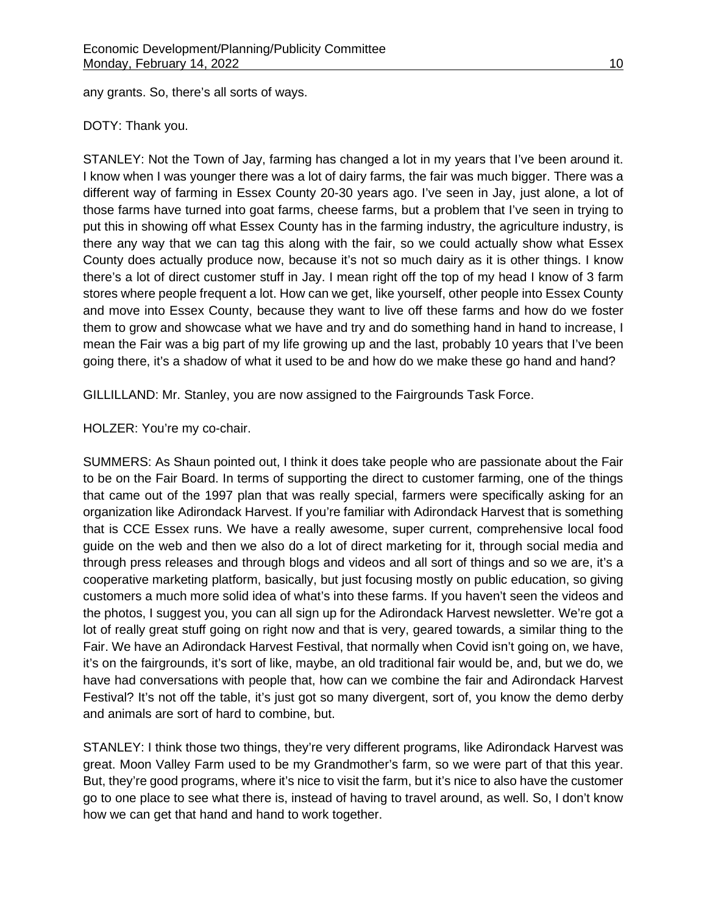any grants. So, there's all sorts of ways.

DOTY: Thank you.

STANLEY: Not the Town of Jay, farming has changed a lot in my years that I've been around it. I know when I was younger there was a lot of dairy farms, the fair was much bigger. There was a different way of farming in Essex County 20-30 years ago. I've seen in Jay, just alone, a lot of those farms have turned into goat farms, cheese farms, but a problem that I've seen in trying to put this in showing off what Essex County has in the farming industry, the agriculture industry, is there any way that we can tag this along with the fair, so we could actually show what Essex County does actually produce now, because it's not so much dairy as it is other things. I know there's a lot of direct customer stuff in Jay. I mean right off the top of my head I know of 3 farm stores where people frequent a lot. How can we get, like yourself, other people into Essex County and move into Essex County, because they want to live off these farms and how do we foster them to grow and showcase what we have and try and do something hand in hand to increase, I mean the Fair was a big part of my life growing up and the last, probably 10 years that I've been going there, it's a shadow of what it used to be and how do we make these go hand and hand?

GILLILLAND: Mr. Stanley, you are now assigned to the Fairgrounds Task Force.

HOLZER: You're my co-chair.

SUMMERS: As Shaun pointed out, I think it does take people who are passionate about the Fair to be on the Fair Board. In terms of supporting the direct to customer farming, one of the things that came out of the 1997 plan that was really special, farmers were specifically asking for an organization like Adirondack Harvest. If you're familiar with Adirondack Harvest that is something that is CCE Essex runs. We have a really awesome, super current, comprehensive local food guide on the web and then we also do a lot of direct marketing for it, through social media and through press releases and through blogs and videos and all sort of things and so we are, it's a cooperative marketing platform, basically, but just focusing mostly on public education, so giving customers a much more solid idea of what's into these farms. If you haven't seen the videos and the photos, I suggest you, you can all sign up for the Adirondack Harvest newsletter. We're got a lot of really great stuff going on right now and that is very, geared towards, a similar thing to the Fair. We have an Adirondack Harvest Festival, that normally when Covid isn't going on, we have, it's on the fairgrounds, it's sort of like, maybe, an old traditional fair would be, and, but we do, we have had conversations with people that, how can we combine the fair and Adirondack Harvest Festival? It's not off the table, it's just got so many divergent, sort of, you know the demo derby and animals are sort of hard to combine, but.

STANLEY: I think those two things, they're very different programs, like Adirondack Harvest was great. Moon Valley Farm used to be my Grandmother's farm, so we were part of that this year. But, they're good programs, where it's nice to visit the farm, but it's nice to also have the customer go to one place to see what there is, instead of having to travel around, as well. So, I don't know how we can get that hand and hand to work together.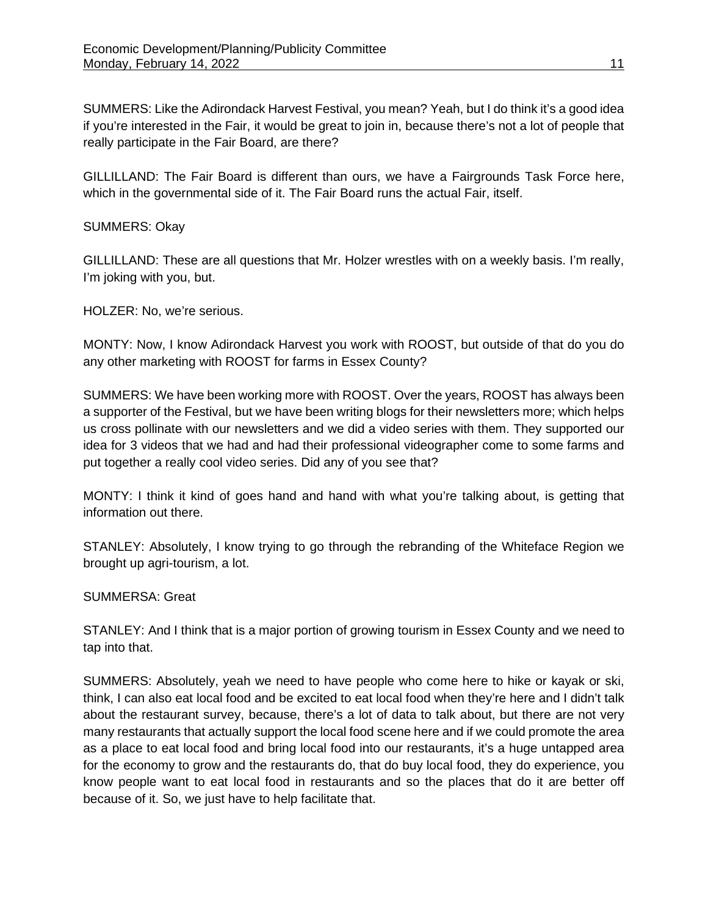SUMMERS: Like the Adirondack Harvest Festival, you mean? Yeah, but I do think it's a good idea if you're interested in the Fair, it would be great to join in, because there's not a lot of people that really participate in the Fair Board, are there?

GILLILLAND: The Fair Board is different than ours, we have a Fairgrounds Task Force here, which in the governmental side of it. The Fair Board runs the actual Fair, itself.

SUMMERS: Okay

GILLILLAND: These are all questions that Mr. Holzer wrestles with on a weekly basis. I'm really, I'm joking with you, but.

HOLZER: No, we're serious.

MONTY: Now, I know Adirondack Harvest you work with ROOST, but outside of that do you do any other marketing with ROOST for farms in Essex County?

SUMMERS: We have been working more with ROOST. Over the years, ROOST has always been a supporter of the Festival, but we have been writing blogs for their newsletters more; which helps us cross pollinate with our newsletters and we did a video series with them. They supported our idea for 3 videos that we had and had their professional videographer come to some farms and put together a really cool video series. Did any of you see that?

MONTY: I think it kind of goes hand and hand with what you're talking about, is getting that information out there.

STANLEY: Absolutely, I know trying to go through the rebranding of the Whiteface Region we brought up agri-tourism, a lot.

SUMMERSA: Great

STANLEY: And I think that is a major portion of growing tourism in Essex County and we need to tap into that.

SUMMERS: Absolutely, yeah we need to have people who come here to hike or kayak or ski, think, I can also eat local food and be excited to eat local food when they're here and I didn't talk about the restaurant survey, because, there's a lot of data to talk about, but there are not very many restaurants that actually support the local food scene here and if we could promote the area as a place to eat local food and bring local food into our restaurants, it's a huge untapped area for the economy to grow and the restaurants do, that do buy local food, they do experience, you know people want to eat local food in restaurants and so the places that do it are better off because of it. So, we just have to help facilitate that.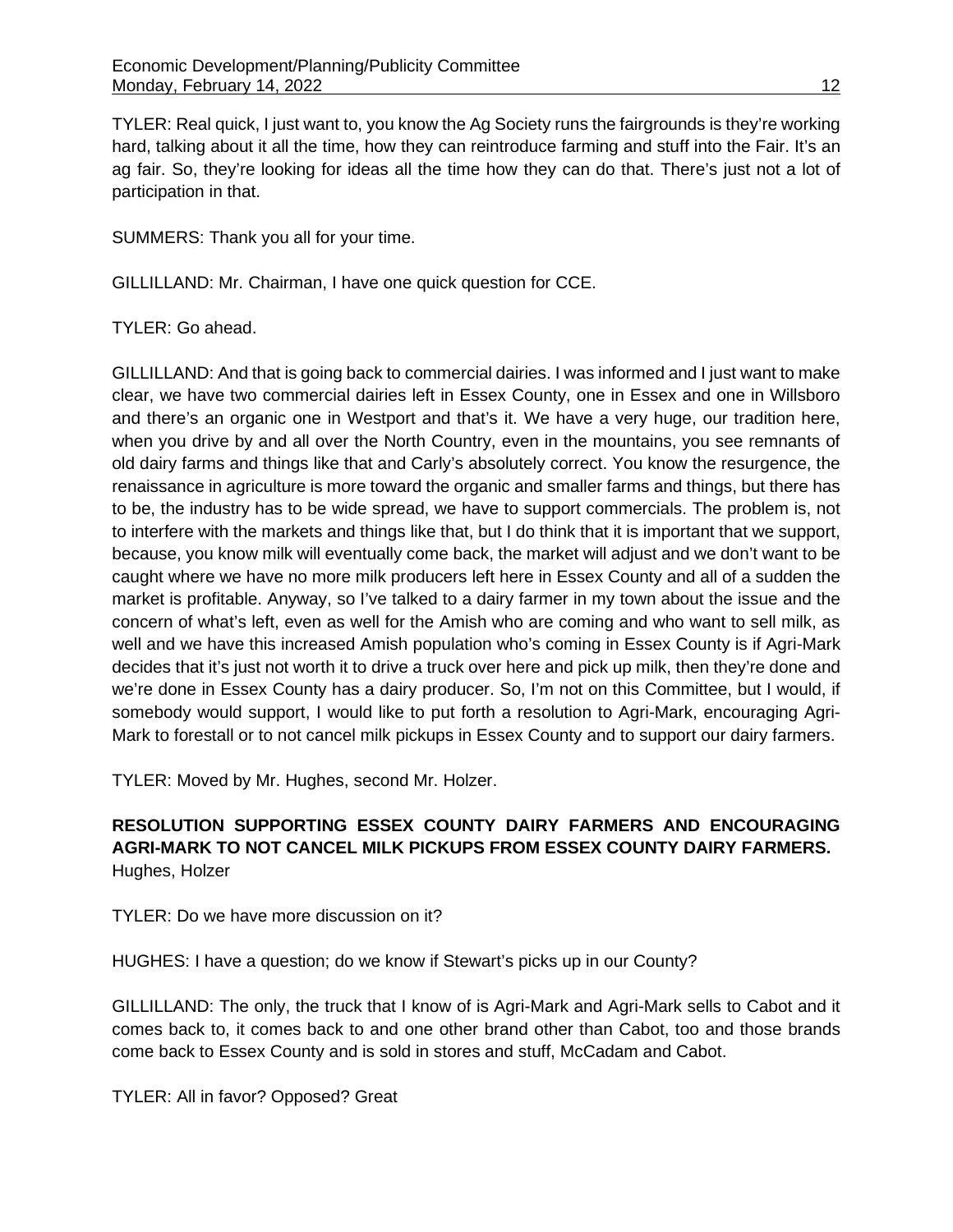TYLER: Real quick, I just want to, you know the Ag Society runs the fairgrounds is they're working hard, talking about it all the time, how they can reintroduce farming and stuff into the Fair. It's an ag fair. So, they're looking for ideas all the time how they can do that. There's just not a lot of participation in that.

SUMMERS: Thank you all for your time.

GILLILLAND: Mr. Chairman, I have one quick question for CCE.

TYLER: Go ahead.

GILLILLAND: And that is going back to commercial dairies. I was informed and I just want to make clear, we have two commercial dairies left in Essex County, one in Essex and one in Willsboro and there's an organic one in Westport and that's it. We have a very huge, our tradition here, when you drive by and all over the North Country, even in the mountains, you see remnants of old dairy farms and things like that and Carly's absolutely correct. You know the resurgence, the renaissance in agriculture is more toward the organic and smaller farms and things, but there has to be, the industry has to be wide spread, we have to support commercials. The problem is, not to interfere with the markets and things like that, but I do think that it is important that we support, because, you know milk will eventually come back, the market will adjust and we don't want to be caught where we have no more milk producers left here in Essex County and all of a sudden the market is profitable. Anyway, so I've talked to a dairy farmer in my town about the issue and the concern of what's left, even as well for the Amish who are coming and who want to sell milk, as well and we have this increased Amish population who's coming in Essex County is if Agri-Mark decides that it's just not worth it to drive a truck over here and pick up milk, then they're done and we're done in Essex County has a dairy producer. So, I'm not on this Committee, but I would, if somebody would support, I would like to put forth a resolution to Agri-Mark, encouraging Agri-Mark to forestall or to not cancel milk pickups in Essex County and to support our dairy farmers.

TYLER: Moved by Mr. Hughes, second Mr. Holzer.

**RESOLUTION SUPPORTING ESSEX COUNTY DAIRY FARMERS AND ENCOURAGING AGRI-MARK TO NOT CANCEL MILK PICKUPS FROM ESSEX COUNTY DAIRY FARMERS.**
Hughes, Holzer

TYLER: Do we have more discussion on it?

HUGHES: I have a question; do we know if Stewart's picks up in our County?

GILLILLAND: The only, the truck that I know of is Agri-Mark and Agri-Mark sells to Cabot and it comes back to, it comes back to and one other brand other than Cabot, too and those brands come back to Essex County and is sold in stores and stuff, McCadam and Cabot.

TYLER: All in favor? Opposed? Great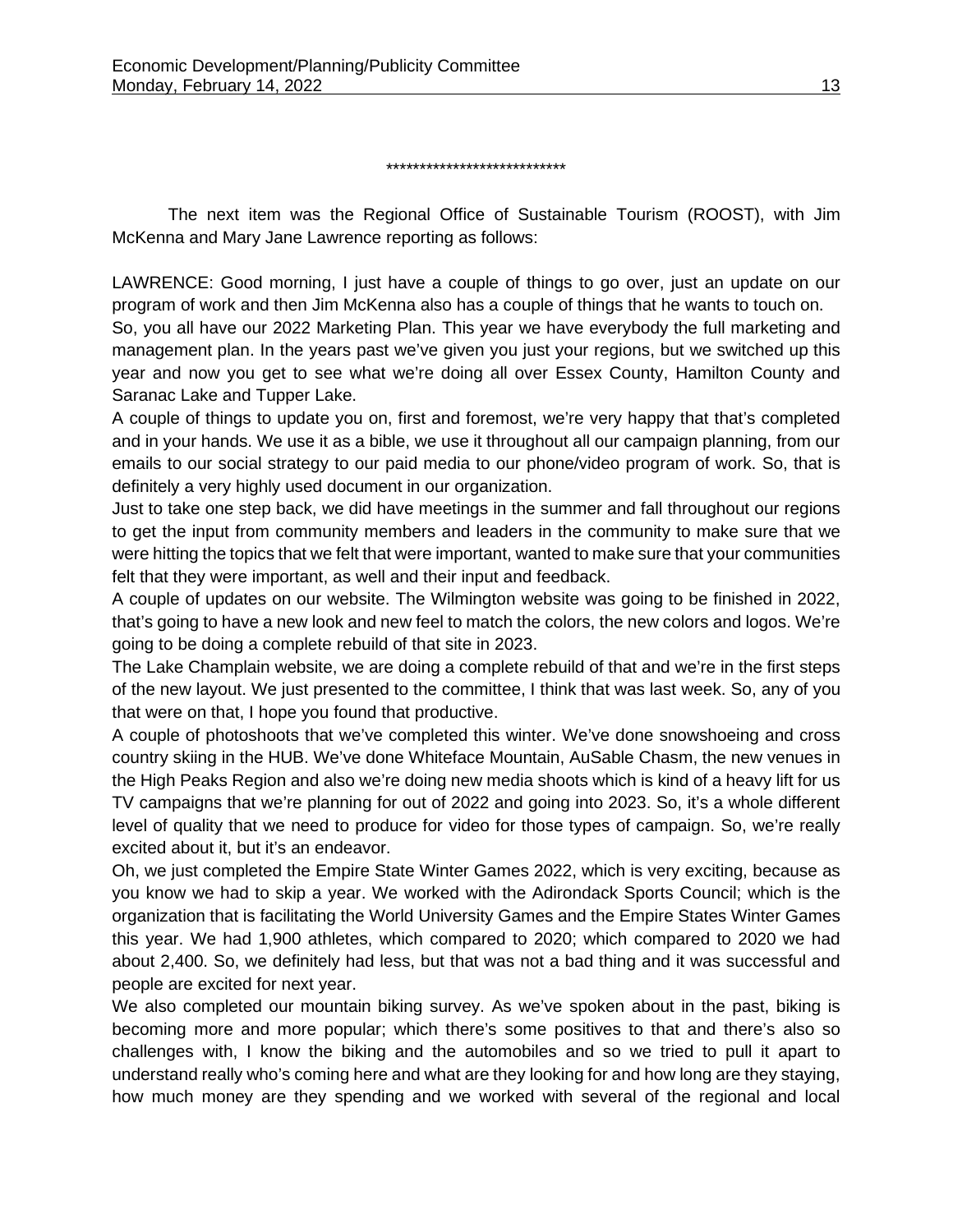***************************

The next item was the Regional Office of Sustainable Tourism (ROOST), with Jim McKenna and Mary Jane Lawrence reporting as follows:

LAWRENCE: Good morning, I just have a couple of things to go over, just an update on our program of work and then Jim McKenna also has a couple of things that he wants to touch on.

So, you all have our 2022 Marketing Plan. This year we have everybody the full marketing and management plan. In the years past we've given you just your regions, but we switched up this year and now you get to see what we're doing all over Essex County, Hamilton County and Saranac Lake and Tupper Lake.

A couple of things to update you on, first and foremost, we're very happy that that's completed and in your hands. We use it as a bible, we use it throughout all our campaign planning, from our emails to our social strategy to our paid media to our phone/video program of work. So, that is definitely a very highly used document in our organization.

Just to take one step back, we did have meetings in the summer and fall throughout our regions to get the input from community members and leaders in the community to make sure that we were hitting the topics that we felt that were important, wanted to make sure that your communities felt that they were important, as well and their input and feedback.

A couple of updates on our website. The Wilmington website was going to be finished in 2022, that's going to have a new look and new feel to match the colors, the new colors and logos. We're going to be doing a complete rebuild of that site in 2023.

The Lake Champlain website, we are doing a complete rebuild of that and we're in the first steps of the new layout. We just presented to the committee, I think that was last week. So, any of you that were on that, I hope you found that productive.

A couple of photoshoots that we've completed this winter. We've done snowshoeing and cross country skiing in the HUB. We've done Whiteface Mountain, AuSable Chasm, the new venues in the High Peaks Region and also we're doing new media shoots which is kind of a heavy lift for us TV campaigns that we're planning for out of 2022 and going into 2023. So, it's a whole different level of quality that we need to produce for video for those types of campaign. So, we're really excited about it, but it's an endeavor.

Oh, we just completed the Empire State Winter Games 2022, which is very exciting, because as you know we had to skip a year. We worked with the Adirondack Sports Council; which is the organization that is facilitating the World University Games and the Empire States Winter Games this year. We had 1,900 athletes, which compared to 2020; which compared to 2020 we had about 2,400. So, we definitely had less, but that was not a bad thing and it was successful and people are excited for next year.

We also completed our mountain biking survey. As we've spoken about in the past, biking is becoming more and more popular; which there's some positives to that and there's also so challenges with, I know the biking and the automobiles and so we tried to pull it apart to understand really who's coming here and what are they looking for and how long are they staying, how much money are they spending and we worked with several of the regional and local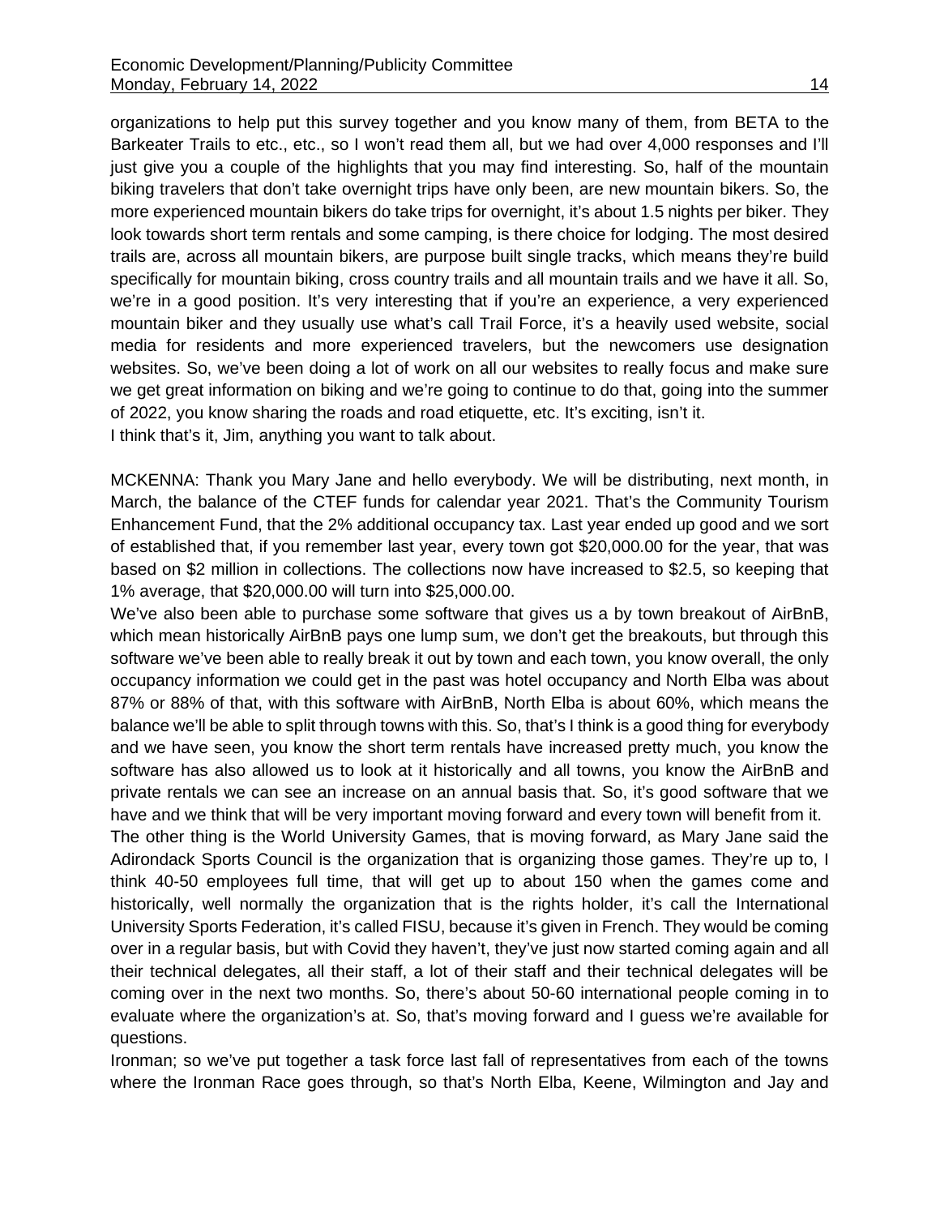organizations to help put this survey together and you know many of them, from BETA to the Barkeater Trails to etc., etc., so I won't read them all, but we had over 4,000 responses and I'll just give you a couple of the highlights that you may find interesting. So, half of the mountain biking travelers that don't take overnight trips have only been, are new mountain bikers. So, the more experienced mountain bikers do take trips for overnight, it's about 1.5 nights per biker. They look towards short term rentals and some camping, is there choice for lodging. The most desired trails are, across all mountain bikers, are purpose built single tracks, which means they're build specifically for mountain biking, cross country trails and all mountain trails and we have it all. So, we're in a good position. It's very interesting that if you're an experience, a very experienced mountain biker and they usually use what's call Trail Force, it's a heavily used website, social media for residents and more experienced travelers, but the newcomers use designation websites. So, we've been doing a lot of work on all our websites to really focus and make sure we get great information on biking and we're going to continue to do that, going into the summer of 2022, you know sharing the roads and road etiquette, etc. It's exciting, isn't it.
I think that's it, Jim, anything you want to talk about.

MCKENNA: Thank you Mary Jane and hello everybody. We will be distributing, next month, in March, the balance of the CTEF funds for calendar year 2021. That's the Community Tourism Enhancement Fund, that the 2% additional occupancy tax. Last year ended up good and we sort of established that, if you remember last year, every town got $20,000.00 for the year, that was based on $2 million in collections. The collections now have increased to $2.5, so keeping that 1% average, that $20,000.00 will turn into $25,000.00.
We've also been able to purchase some software that gives us a by town breakout of AirBnB, which mean historically AirBnB pays one lump sum, we don't get the breakouts, but through this software we've been able to really break it out by town and each town, you know overall, the only occupancy information we could get in the past was hotel occupancy and North Elba was about 87% or 88% of that, with this software with AirBnB, North Elba is about 60%, which means the balance we'll be able to split through towns with this. So, that's I think is a good thing for everybody and we have seen, you know the short term rentals have increased pretty much, you know the software has also allowed us to look at it historically and all towns, you know the AirBnB and private rentals we can see an increase on an annual basis that. So, it's good software that we have and we think that will be very important moving forward and every town will benefit from it.
The other thing is the World University Games, that is moving forward, as Mary Jane said the Adirondack Sports Council is the organization that is organizing those games. They're up to, I think 40-50 employees full time, that will get up to about 150 when the games come and historically, well normally the organization that is the rights holder, it's call the International University Sports Federation, it's called FISU, because it's given in French. They would be coming over in a regular basis, but with Covid they haven't, they've just now started coming again and all their technical delegates, all their staff, a lot of their staff and their technical delegates will be coming over in the next two months. So, there's about 50-60 international people coming in to evaluate where the organization's at. So, that's moving forward and I guess we're available for questions.
Ironman; so we've put together a task force last fall of representatives from each of the towns where the Ironman Race goes through, so that's North Elba, Keene, Wilmington and Jay and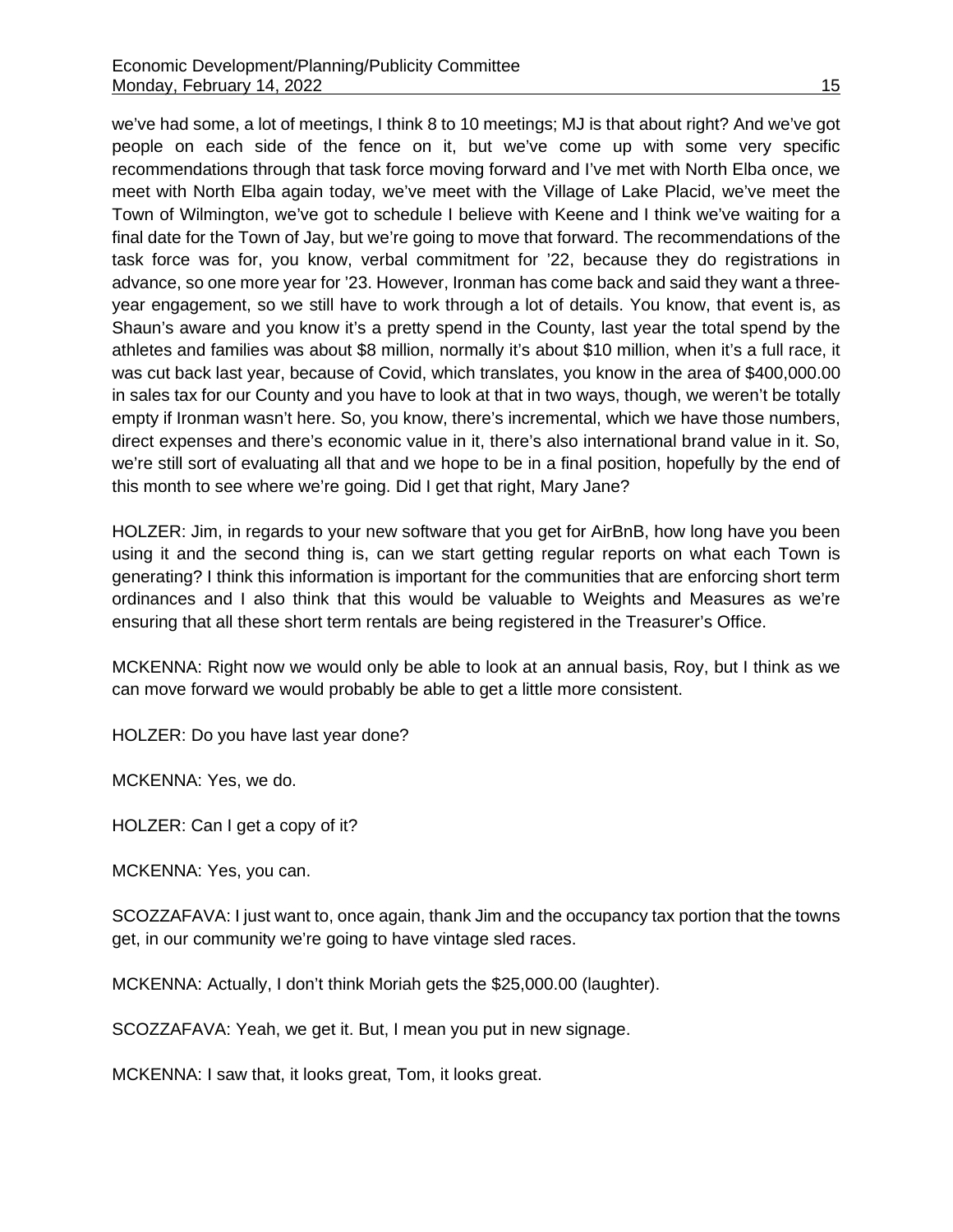we've had some, a lot of meetings, I think 8 to 10 meetings; MJ is that about right? And we've got people on each side of the fence on it, but we've come up with some very specific recommendations through that task force moving forward and I've met with North Elba once, we meet with North Elba again today, we've meet with the Village of Lake Placid, we've meet the Town of Wilmington, we've got to schedule I believe with Keene and I think we've waiting for a final date for the Town of Jay, but we're going to move that forward. The recommendations of the task force was for, you know, verbal commitment for '22, because they do registrations in advance, so one more year for '23. However, Ironman has come back and said they want a three-year engagement, so we still have to work through a lot of details. You know, that event is, as Shaun's aware and you know it's a pretty spend in the County, last year the total spend by the athletes and families was about $8 million, normally it's about $10 million, when it's a full race, it was cut back last year, because of Covid, which translates, you know in the area of $400,000.00 in sales tax for our County and you have to look at that in two ways, though, we weren't be totally empty if Ironman wasn't here. So, you know, there's incremental, which we have those numbers, direct expenses and there's economic value in it, there's also international brand value in it. So, we're still sort of evaluating all that and we hope to be in a final position, hopefully by the end of this month to see where we're going. Did I get that right, Mary Jane?

HOLZER: Jim, in regards to your new software that you get for AirBnB, how long have you been using it and the second thing is, can we start getting regular reports on what each Town is generating? I think this information is important for the communities that are enforcing short term ordinances and I also think that this would be valuable to Weights and Measures as we're ensuring that all these short term rentals are being registered in the Treasurer's Office.

MCKENNA: Right now we would only be able to look at an annual basis, Roy, but I think as we can move forward we would probably be able to get a little more consistent.

HOLZER: Do you have last year done?

MCKENNA: Yes, we do.

HOLZER: Can I get a copy of it?

MCKENNA: Yes, you can.

SCOZZAFAVA: I just want to, once again, thank Jim and the occupancy tax portion that the towns get, in our community we're going to have vintage sled races.

MCKENNA: Actually, I don't think Moriah gets the $25,000.00 (laughter).

SCOZZAFAVA: Yeah, we get it. But, I mean you put in new signage.

MCKENNA: I saw that, it looks great, Tom, it looks great.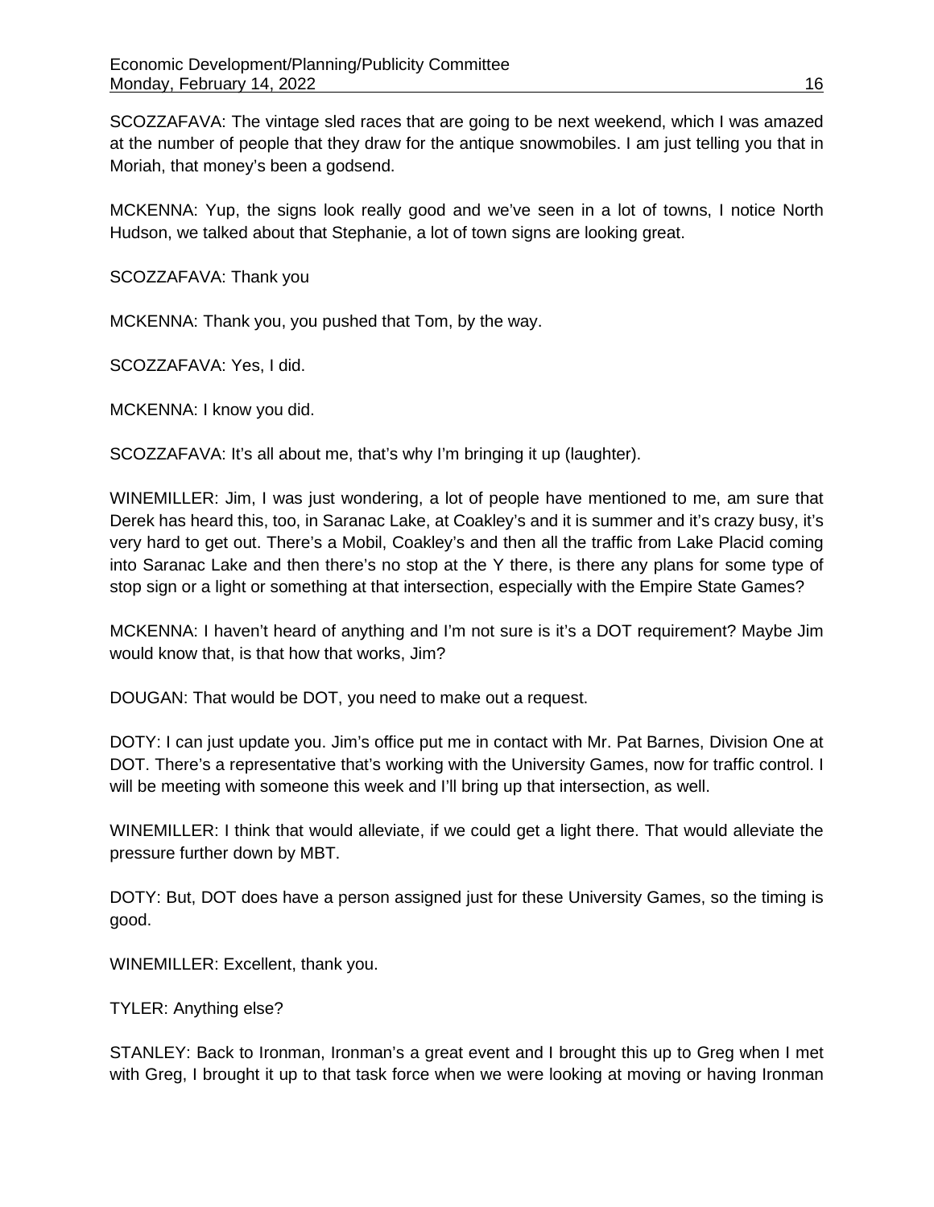SCOZZAFAVA: The vintage sled races that are going to be next weekend, which I was amazed at the number of people that they draw for the antique snowmobiles. I am just telling you that in Moriah, that money's been a godsend.

MCKENNA: Yup, the signs look really good and we've seen in a lot of towns, I notice North Hudson, we talked about that Stephanie, a lot of town signs are looking great.

SCOZZAFAVA: Thank you

MCKENNA: Thank you, you pushed that Tom, by the way.

SCOZZAFAVA: Yes, I did.

MCKENNA: I know you did.

SCOZZAFAVA: It's all about me, that's why I'm bringing it up (laughter).

WINEMILLER: Jim, I was just wondering, a lot of people have mentioned to me, am sure that Derek has heard this, too, in Saranac Lake, at Coakley's and it is summer and it's crazy busy, it's very hard to get out. There's a Mobil, Coakley's and then all the traffic from Lake Placid coming into Saranac Lake and then there's no stop at the Y there, is there any plans for some type of stop sign or a light or something at that intersection, especially with the Empire State Games?

MCKENNA: I haven't heard of anything and I'm not sure is it's a DOT requirement? Maybe Jim would know that, is that how that works, Jim?

DOUGAN: That would be DOT, you need to make out a request.

DOTY: I can just update you. Jim's office put me in contact with Mr. Pat Barnes, Division One at DOT. There's a representative that's working with the University Games, now for traffic control. I will be meeting with someone this week and I'll bring up that intersection, as well.

WINEMILLER: I think that would alleviate, if we could get a light there. That would alleviate the pressure further down by MBT.

DOTY: But, DOT does have a person assigned just for these University Games, so the timing is good.

WINEMILLER: Excellent, thank you.

TYLER: Anything else?

STANLEY: Back to Ironman, Ironman's a great event and I brought this up to Greg when I met with Greg, I brought it up to that task force when we were looking at moving or having Ironman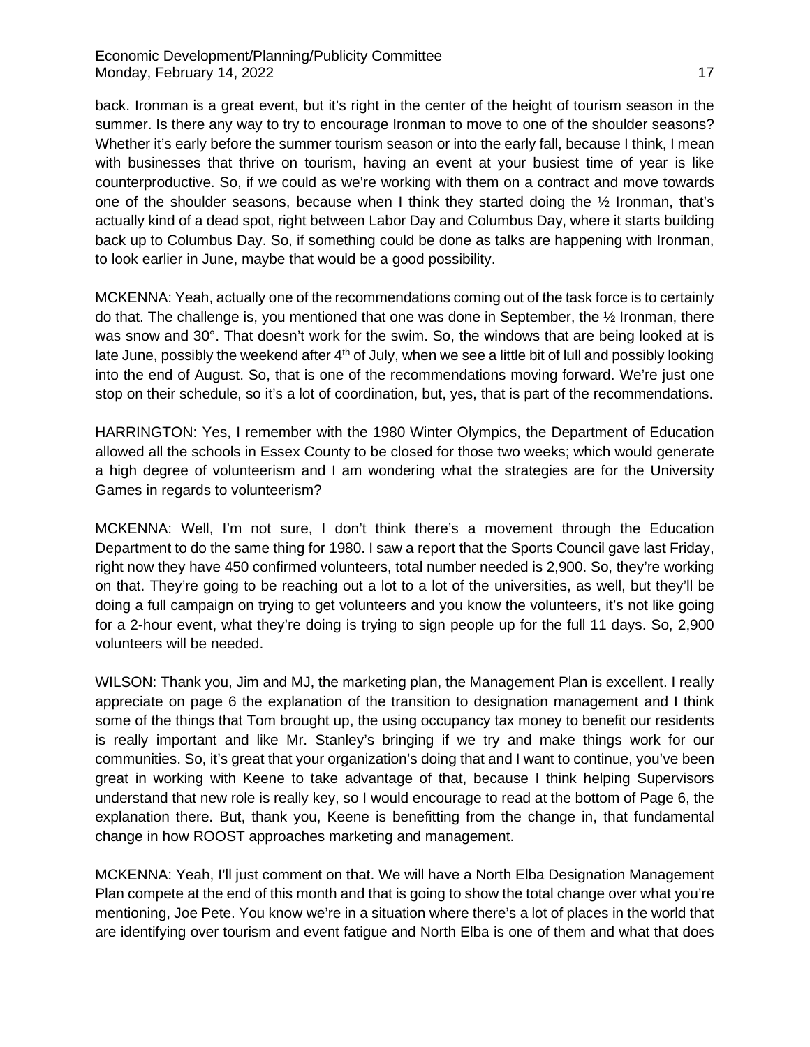back. Ironman is a great event, but it's right in the center of the height of tourism season in the summer. Is there any way to try to encourage Ironman to move to one of the shoulder seasons? Whether it's early before the summer tourism season or into the early fall, because I think, I mean with businesses that thrive on tourism, having an event at your busiest time of year is like counterproductive. So, if we could as we're working with them on a contract and move towards one of the shoulder seasons, because when I think they started doing the ½ Ironman, that's actually kind of a dead spot, right between Labor Day and Columbus Day, where it starts building back up to Columbus Day. So, if something could be done as talks are happening with Ironman, to look earlier in June, maybe that would be a good possibility.

MCKENNA: Yeah, actually one of the recommendations coming out of the task force is to certainly do that. The challenge is, you mentioned that one was done in September, the ½ Ironman, there was snow and 30°. That doesn't work for the swim. So, the windows that are being looked at is late June, possibly the weekend after 4th of July, when we see a little bit of lull and possibly looking into the end of August. So, that is one of the recommendations moving forward. We're just one stop on their schedule, so it's a lot of coordination, but, yes, that is part of the recommendations.

HARRINGTON: Yes, I remember with the 1980 Winter Olympics, the Department of Education allowed all the schools in Essex County to be closed for those two weeks; which would generate a high degree of volunteerism and I am wondering what the strategies are for the University Games in regards to volunteerism?

MCKENNA: Well, I'm not sure, I don't think there's a movement through the Education Department to do the same thing for 1980. I saw a report that the Sports Council gave last Friday, right now they have 450 confirmed volunteers, total number needed is 2,900. So, they're working on that. They're going to be reaching out a lot to a lot of the universities, as well, but they'll be doing a full campaign on trying to get volunteers and you know the volunteers, it's not like going for a 2-hour event, what they're doing is trying to sign people up for the full 11 days. So, 2,900 volunteers will be needed.

WILSON: Thank you, Jim and MJ, the marketing plan, the Management Plan is excellent. I really appreciate on page 6 the explanation of the transition to designation management and I think some of the things that Tom brought up, the using occupancy tax money to benefit our residents is really important and like Mr. Stanley's bringing if we try and make things work for our communities. So, it's great that your organization's doing that and I want to continue, you've been great in working with Keene to take advantage of that, because I think helping Supervisors understand that new role is really key, so I would encourage to read at the bottom of Page 6, the explanation there. But, thank you, Keene is benefitting from the change in, that fundamental change in how ROOST approaches marketing and management.

MCKENNA: Yeah, I'll just comment on that. We will have a North Elba Designation Management Plan compete at the end of this month and that is going to show the total change over what you're mentioning, Joe Pete. You know we're in a situation where there's a lot of places in the world that are identifying over tourism and event fatigue and North Elba is one of them and what that does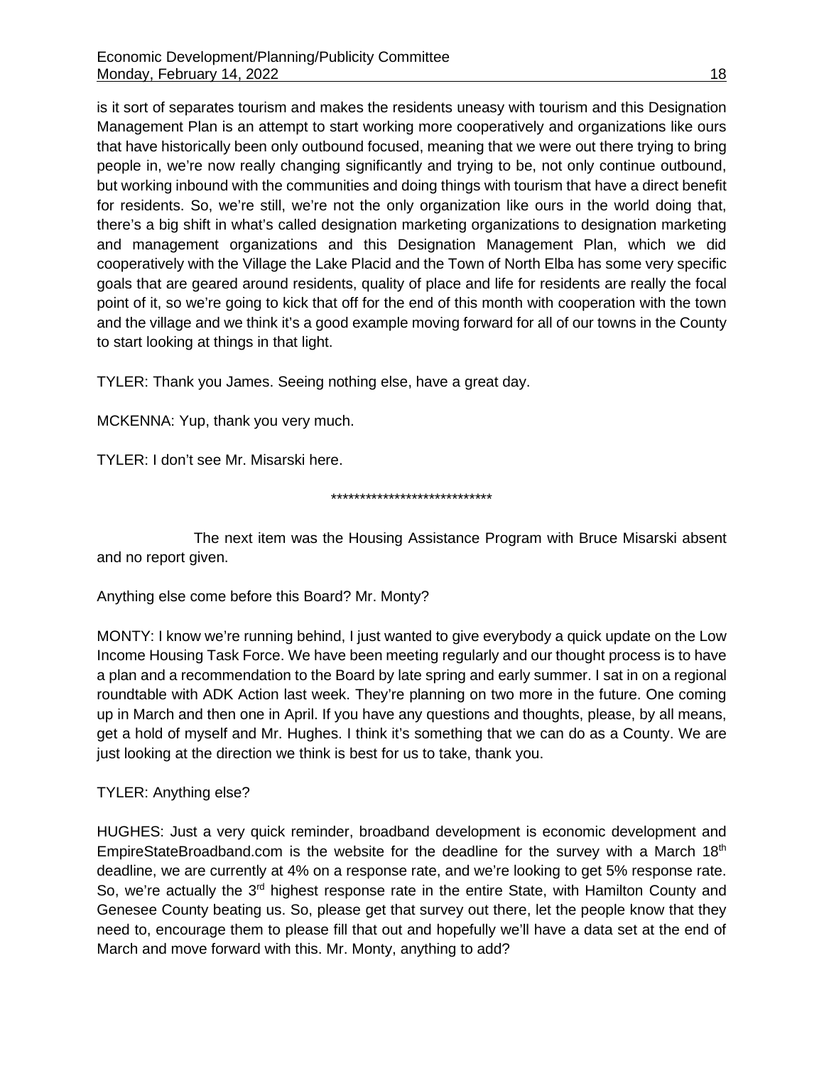is it sort of separates tourism and makes the residents uneasy with tourism and this Designation Management Plan is an attempt to start working more cooperatively and organizations like ours that have historically been only outbound focused, meaning that we were out there trying to bring people in, we're now really changing significantly and trying to be, not only continue outbound, but working inbound with the communities and doing things with tourism that have a direct benefit for residents. So, we're still, we're not the only organization like ours in the world doing that, there's a big shift in what's called designation marketing organizations to designation marketing and management organizations and this Designation Management Plan, which we did cooperatively with the Village the Lake Placid and the Town of North Elba has some very specific goals that are geared around residents, quality of place and life for residents are really the focal point of it, so we're going to kick that off for the end of this month with cooperation with the town and the village and we think it's a good example moving forward for all of our towns in the County to start looking at things in that light.

TYLER: Thank you James. Seeing nothing else, have a great day.

MCKENNA: Yup, thank you very much.

TYLER: I don't see Mr. Misarski here.

****************************

The next item was the Housing Assistance Program with Bruce Misarski absent and no report given.

Anything else come before this Board? Mr. Monty?

MONTY: I know we're running behind, I just wanted to give everybody a quick update on the Low Income Housing Task Force. We have been meeting regularly and our thought process is to have a plan and a recommendation to the Board by late spring and early summer. I sat in on a regional roundtable with ADK Action last week. They're planning on two more in the future. One coming up in March and then one in April. If you have any questions and thoughts, please, by all means, get a hold of myself and Mr. Hughes. I think it's something that we can do as a County. We are just looking at the direction we think is best for us to take, thank you.

TYLER: Anything else?

HUGHES: Just a very quick reminder, broadband development is economic development and EmpireStateBroadband.com is the website for the deadline for the survey with a March 18th deadline, we are currently at 4% on a response rate, and we're looking to get 5% response rate. So, we're actually the 3rd highest response rate in the entire State, with Hamilton County and Genesee County beating us. So, please get that survey out there, let the people know that they need to, encourage them to please fill that out and hopefully we'll have a data set at the end of March and move forward with this. Mr. Monty, anything to add?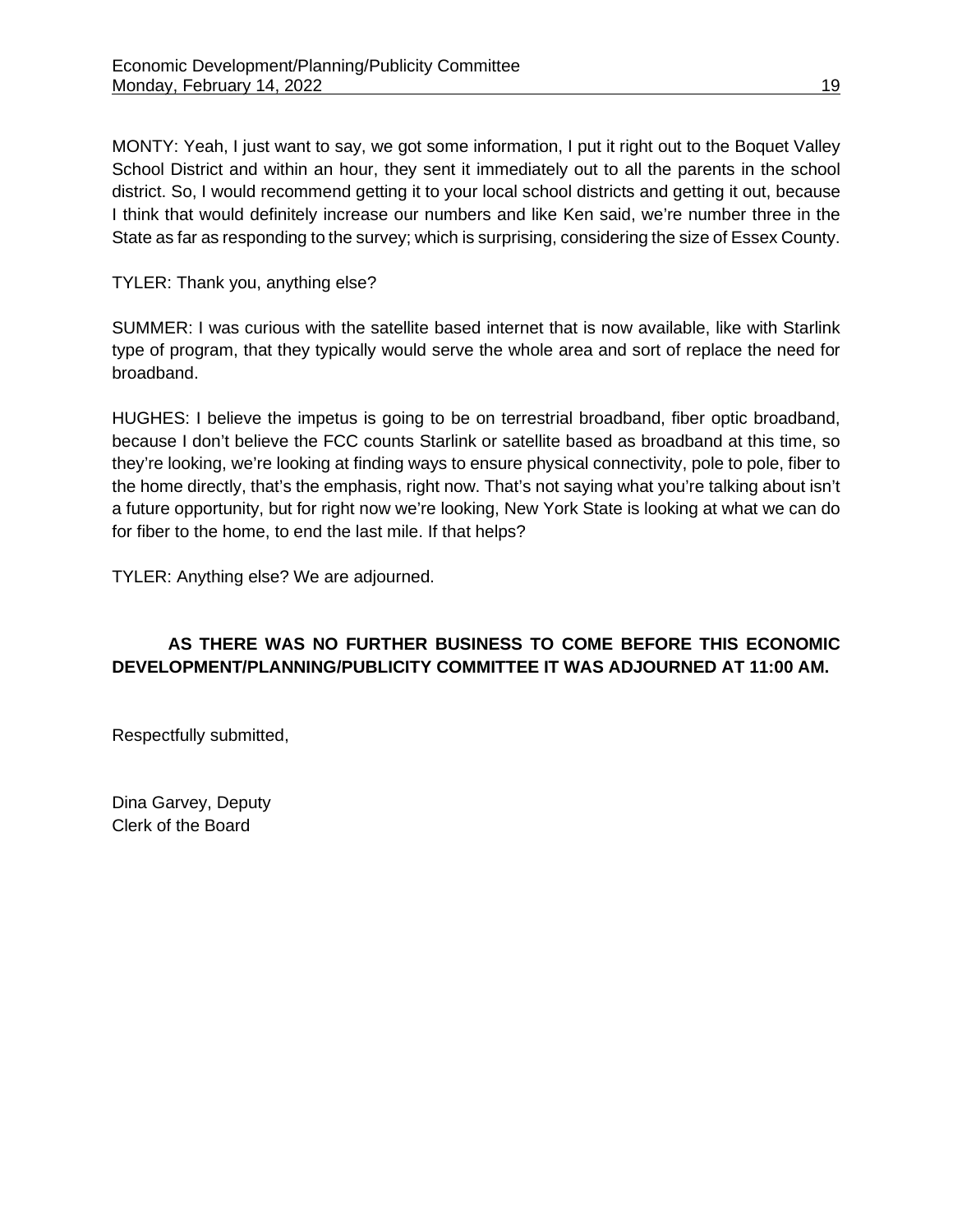MONTY: Yeah, I just want to say, we got some information, I put it right out to the Boquet Valley School District and within an hour, they sent it immediately out to all the parents in the school district. So, I would recommend getting it to your local school districts and getting it out, because I think that would definitely increase our numbers and like Ken said, we're number three in the State as far as responding to the survey; which is surprising, considering the size of Essex County.

TYLER: Thank you, anything else?

SUMMER: I was curious with the satellite based internet that is now available, like with Starlink type of program, that they typically would serve the whole area and sort of replace the need for broadband.

HUGHES: I believe the impetus is going to be on terrestrial broadband, fiber optic broadband, because I don't believe the FCC counts Starlink or satellite based as broadband at this time, so they're looking, we're looking at finding ways to ensure physical connectivity, pole to pole, fiber to the home directly, that's the emphasis, right now. That's not saying what you're talking about isn't a future opportunity, but for right now we're looking, New York State is looking at what we can do for fiber to the home, to end the last mile. If that helps?

TYLER: Anything else? We are adjourned.

**AS THERE WAS NO FURTHER BUSINESS TO COME BEFORE THIS ECONOMIC DEVELOPMENT/PLANNING/PUBLICITY COMMITTEE IT WAS ADJOURNED AT 11:00 AM.**

Respectfully submitted,

Dina Garvey, Deputy
Clerk of the Board